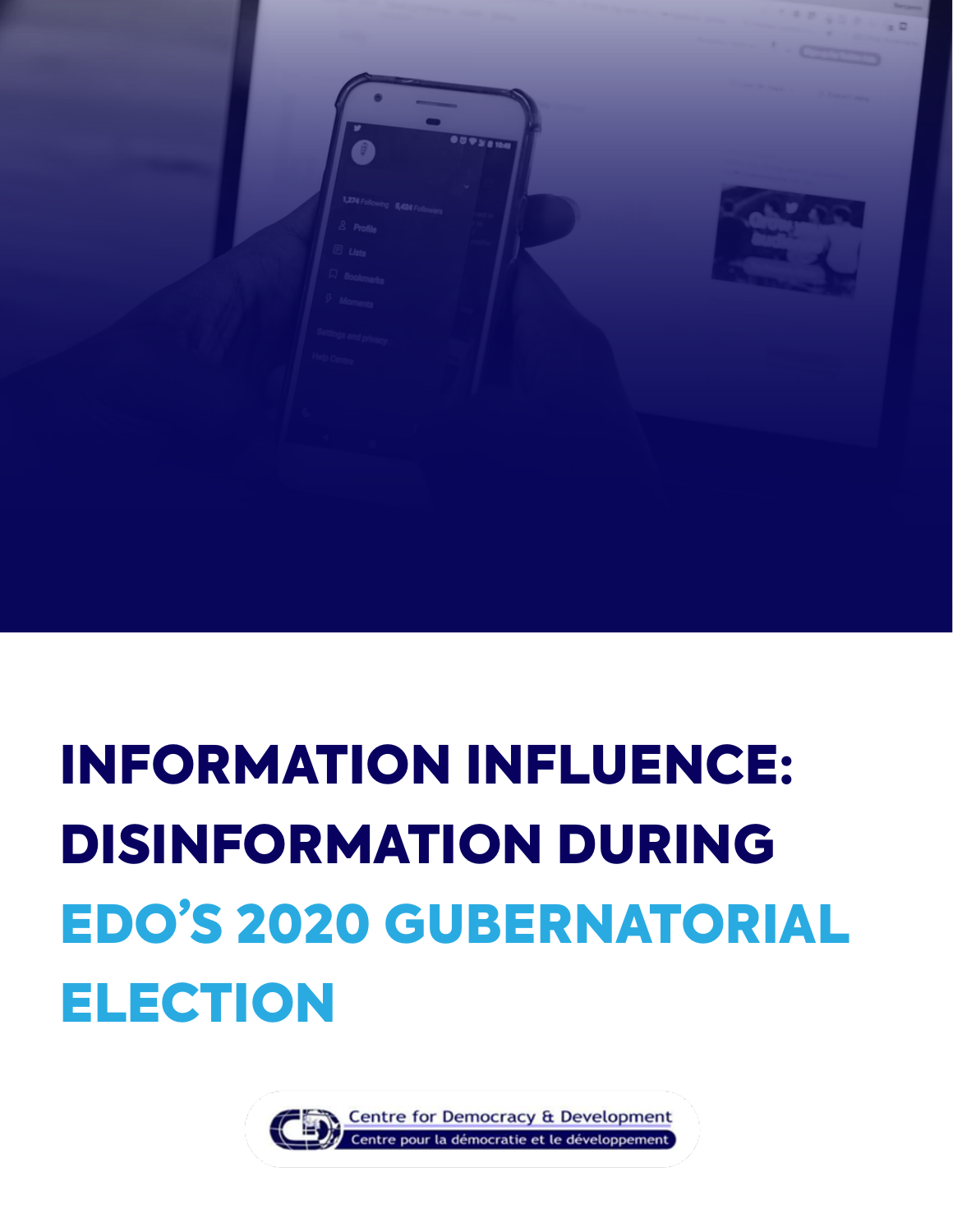# INFORMATION INFLUENCE: DISINFORMATION DURING EDO'S 2020 GUBERNATORIAL ELECTION

Centre for Democracy & Development

Centre pour la démocratie et le développement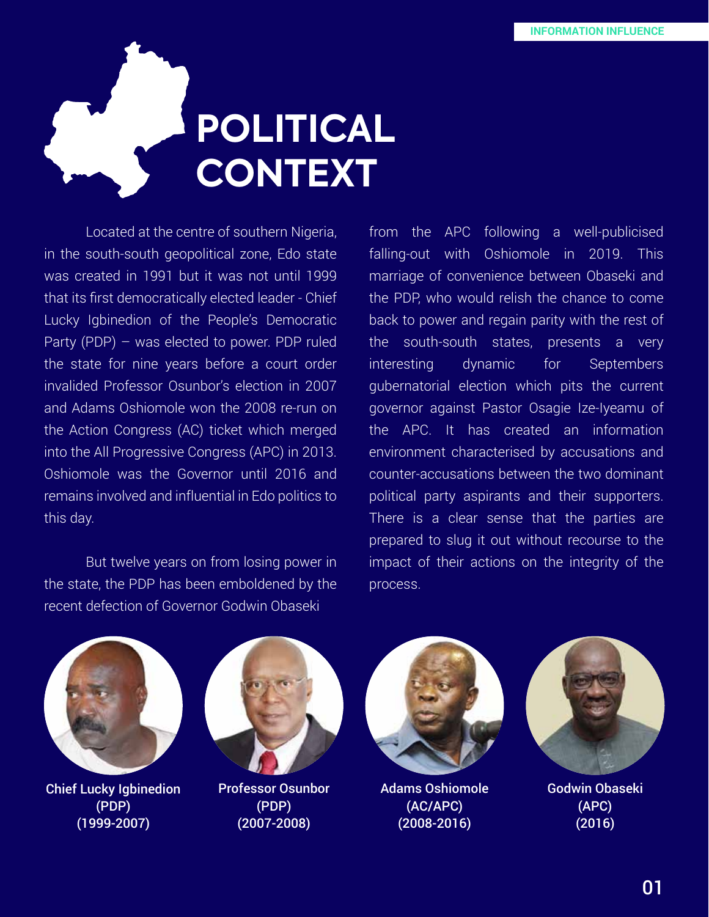# POLITICAL CONTEXT

Located at the centre of southern Nigeria, in the south-south geopolitical zone, Edo state was created in 1991 but it was not until 1999 that its first democratically elected leader - Chief Lucky Igbinedion of the People's Democratic Party (PDP) – was elected to power. PDP ruled the state for nine years before a court order invalided Professor Osunbor's election in 2007 and Adams Oshiomole won the 2008 re-run on the Action Congress (AC) ticket which merged into the All Progressive Congress (APC) in 2013. Oshiomole was the Governor until 2016 and remains involved and influential in Edo politics to this day.

But twelve years on from losing power in the state, the PDP has been emboldened by the recent defection of Governor Godwin Obaseki from the APC following a well-publicised falling-out with Oshiomole in 2019. This marriage of convenience between Obaseki and the PDP, who would relish the chance to come back to power and regain parity with the rest of the south-south states, presents a very interesting dynamic for Septembers gubernatorial election which pits the current governor against Pastor Osagie Ize-Iyeamu of the APC. It has created an information environment characterised by accusations and counter-accusations between the two dominant political party aspirants and their supporters. There is a clear sense that the parties are prepared to slug it out without recourse to the impact of their actions on the integrity of the process.

**Chief Lucky Igbinedion (PDP) (1999-2007)**

**Professor Osunbor (PDP) (2007-2008)**

**Adams Oshiomole (AC/APC) (2008-2016)**

**Godwin Obaseki (APC) (2016)**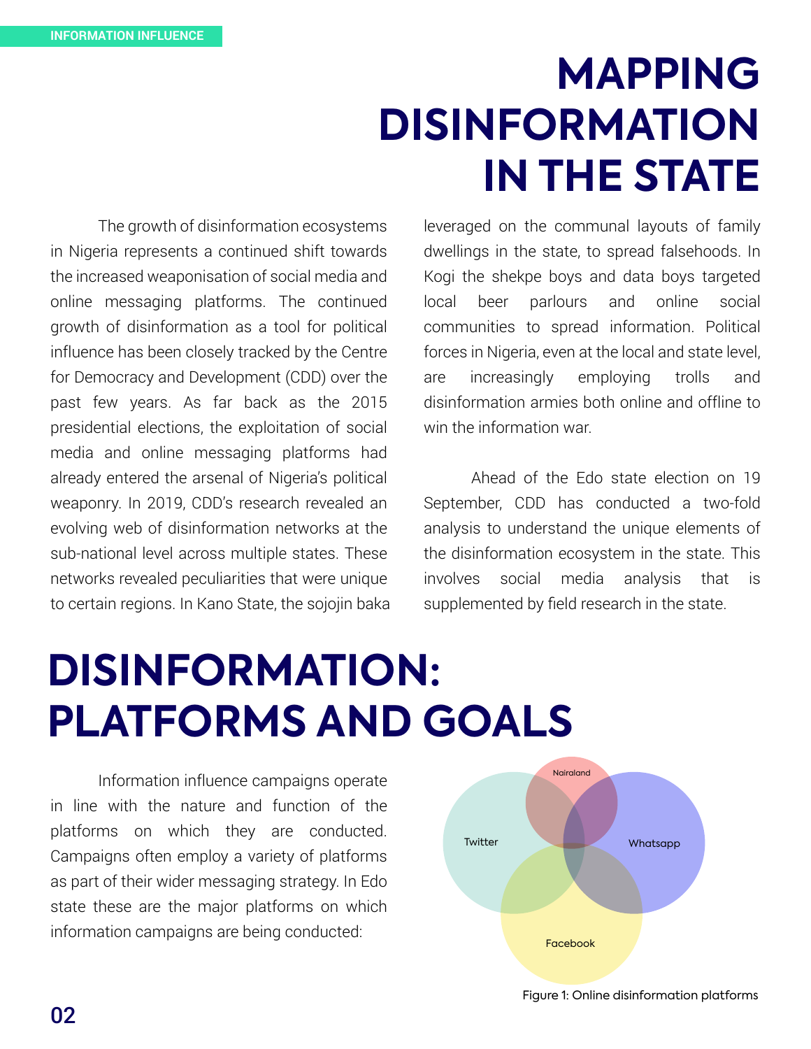# MAPPING DISINFORMATION IN THE STATE

The growth of disinformation ecosystems in Nigeria represents a continued shift towards the increased weaponisation of social media and online messaging platforms. The continued growth of disinformation as a tool for political influence has been closely tracked by the Centre for Democracy and Development (CDD) over the past few years. As far back as the 2015 presidential elections, the exploitation of social media and online messaging platforms had already entered the arsenal of Nigeria's political weaponry. In 2019, CDD's research revealed an evolving web of disinformation networks at the sub-national level across multiple states. These networks revealed peculiarities that were unique to certain regions. In Kano State, the sojojin baka leveraged on the communal layouts of family dwellings in the state, to spread falsehoods. In Kogi the shekpe boys and data boys targeted local beer parlours and online social communities to spread information. Political forces in Nigeria, even at the local and state level, are increasingly employing trolls and disinformation armies both online and offline to win the information war.

Ahead of the Edo state election on 19 September, CDD has conducted a two-fold analysis to understand the unique elements of the disinformation ecosystem in the state. This involves social media analysis that is supplemented by field research in the state.

# DISINFORMATION: PLATFORMS AND GOALS

Information influence campaigns operate in line with the nature and function of the platforms on which they are conducted. Campaigns often employ a variety of platforms as part of their wider messaging strategy. In Edo state these are the major platforms on which information campaigns are being conducted:

Nairaland

Twitter

Whatsapp

Facebook

Figure 1: Online disinformation platforms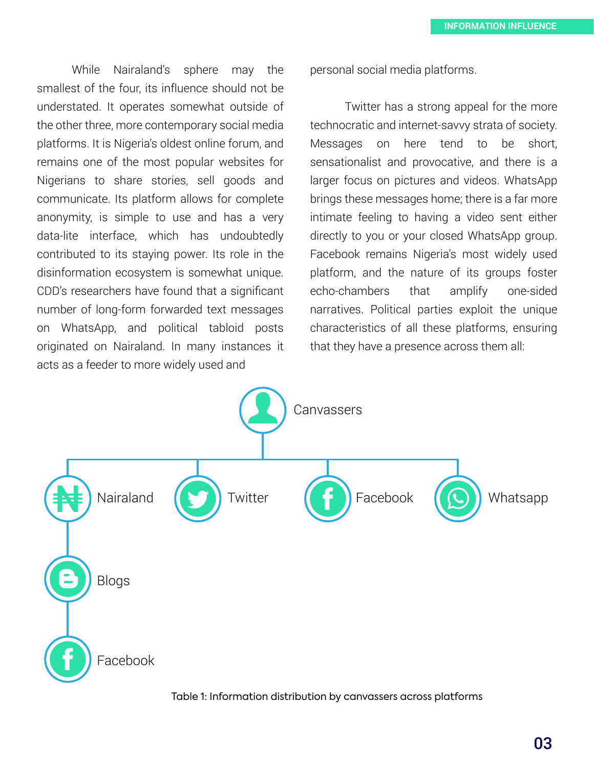While Nairaland's sphere may the smallest of the four, its influence should not be understated. It operates somewhat outside of the other three, more contemporary social media platforms. It is Nigeria's oldest online forum, and remains one of the most popular websites for Nigerians to share stories, sell goods and communicate. Its platform allows for complete anonymity, is simple to use and has a very data-lite interface, which has undoubtedly contributed to its staying power. Its role in the disinformation ecosystem is somewhat unique. CDD's researchers have found that a significant number of long-form forwarded text messages on WhatsApp, and political tabloid posts originated on Nairaland. In many instances it acts as a feeder to more widely used and personal social media platforms.

Twitter has a strong appeal for the more technocratic and internet-savvy strata of society. Messages on here tend to be short, sensationalist and provocative, and there is a larger focus on pictures and videos. WhatsApp brings these messages home; there is a far more intimate feeling to having a video sent either directly to you or your closed WhatsApp group. Facebook remains Nigeria's most widely used platform, and the nature of its groups foster echo-chambers that amplify one-sided narratives. Political parties exploit the unique characteristics of all these platforms, ensuring that they have a presence across them all:

- Canvassers
  - Nairaland
    - Blogs
      - Facebook
  - Twitter
  - Facebook
  - Whatsapp

Table 1: Information distribution by canvassers across platforms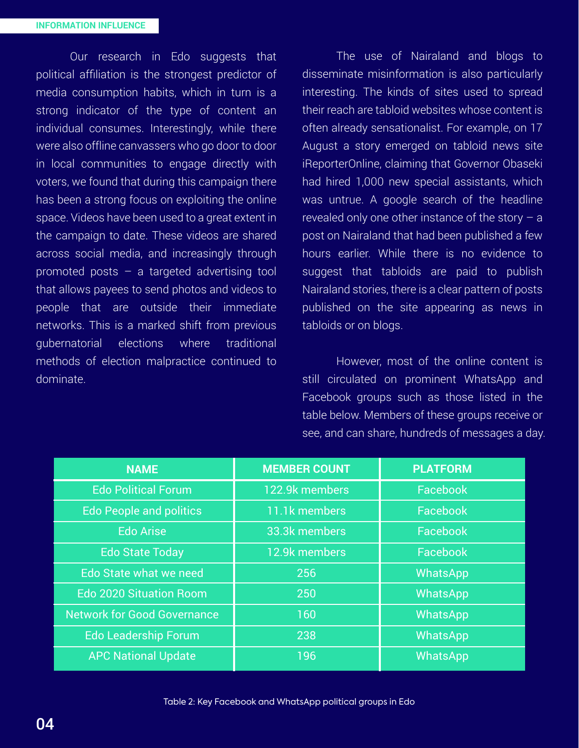Our research in Edo suggests that political affiliation is the strongest predictor of media consumption habits, which in turn is a strong indicator of the type of content an individual consumes. Interestingly, while there were also offline canvassers who go door to door in local communities to engage directly with voters, we found that during this campaign there has been a strong focus on exploiting the online space. Videos have been used to a great extent in the campaign to date. These videos are shared across social media, and increasingly through promoted posts – a targeted advertising tool that allows payees to send photos and videos to people that are outside their immediate networks. This is a marked shift from previous gubernatorial elections where traditional methods of election malpractice continued to dominate.

The use of Nairaland and blogs to disseminate misinformation is also particularly interesting. The kinds of sites used to spread their reach are tabloid websites whose content is often already sensationalist. For example, on 17 August a story emerged on tabloid news site iReporterOnline, claiming that Governor Obaseki had hired 1,000 new special assistants, which was untrue. A google search of the headline revealed only one other instance of the story – a post on Nairaland that had been published a few hours earlier. While there is no evidence to suggest that tabloids are paid to publish Nairaland stories, there is a clear pattern of posts published on the site appearing as news in tabloids or on blogs.

However, most of the online content is still circulated on prominent WhatsApp and Facebook groups such as those listed in the table below. Members of these groups receive or see, and can share, hundreds of messages a day.

| NAME | MEMBER COUNT | PLATFORM |
|---|---|---|
| Edo Political Forum | 122.9k members | Facebook |
| Edo People and politics | 11.1k members | Facebook |
| Edo Arise | 33.3k members | Facebook |
| Edo State Today | 12.9k members | Facebook |
| Edo State what we need | 256 | WhatsApp |
| Edo 2020 Situation Room | 250 | WhatsApp |
| Network for Good Governance | 160 | WhatsApp |
| Edo Leadership Forum | 238 | WhatsApp |
| APC National Update | 196 | WhatsApp |

Table 2: Key Facebook and WhatsApp political groups in Edo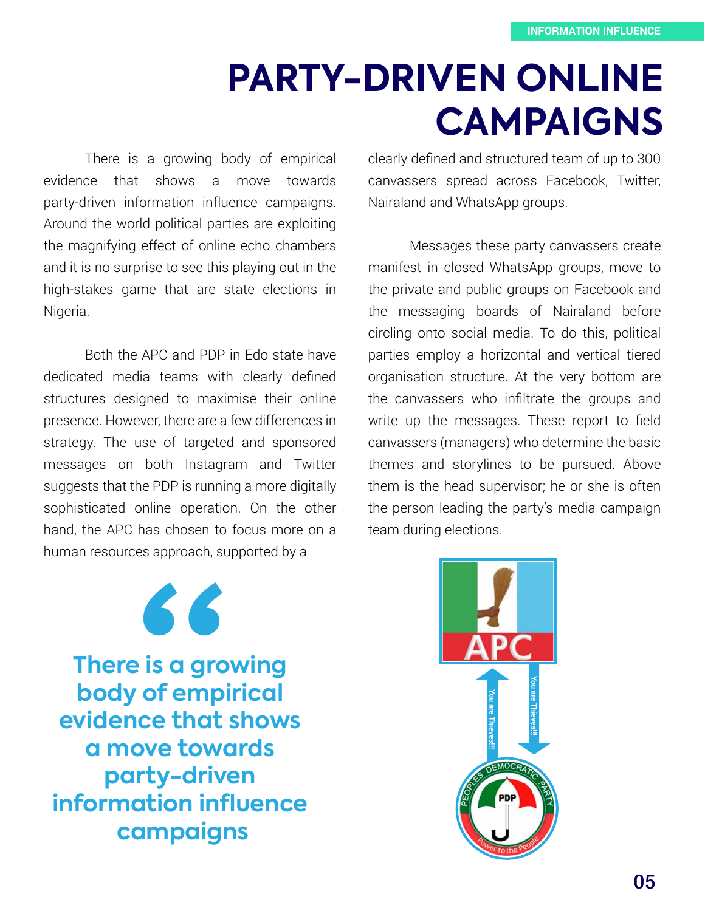# PARTY-DRIVEN ONLINE CAMPAIGNS

There is a growing body of empirical evidence that shows a move towards party-driven information influence campaigns. Around the world political parties are exploiting the magnifying effect of online echo chambers and it is no surprise to see this playing out in the high-stakes game that are state elections in Nigeria.

Both the APC and PDP in Edo state have dedicated media teams with clearly defined structures designed to maximise their online presence. However, there are a few differences in strategy. The use of targeted and sponsored messages on both Instagram and Twitter suggests that the PDP is running a more digitally sophisticated online operation. On the other hand, the APC has chosen to focus more on a human resources approach, supported by a clearly defined and structured team of up to 300 canvassers spread across Facebook, Twitter, Nairaland and WhatsApp groups.

Messages these party canvassers create manifest in closed WhatsApp groups, move to the private and public groups on Facebook and the messaging boards of Nairaland before circling onto social media. To do this, political parties employ a horizontal and vertical tiered organisation structure. At the very bottom are the canvassers who infiltrate the groups and write up the messages. These report to field canvassers (managers) who determine the basic themes and storylines to be pursued. Above them is the head supervisor; he or she is often the person leading the party's media campaign team during elections.

> **There is a growing body of empirical evidence that shows a move towards party-driven information influence campaigns**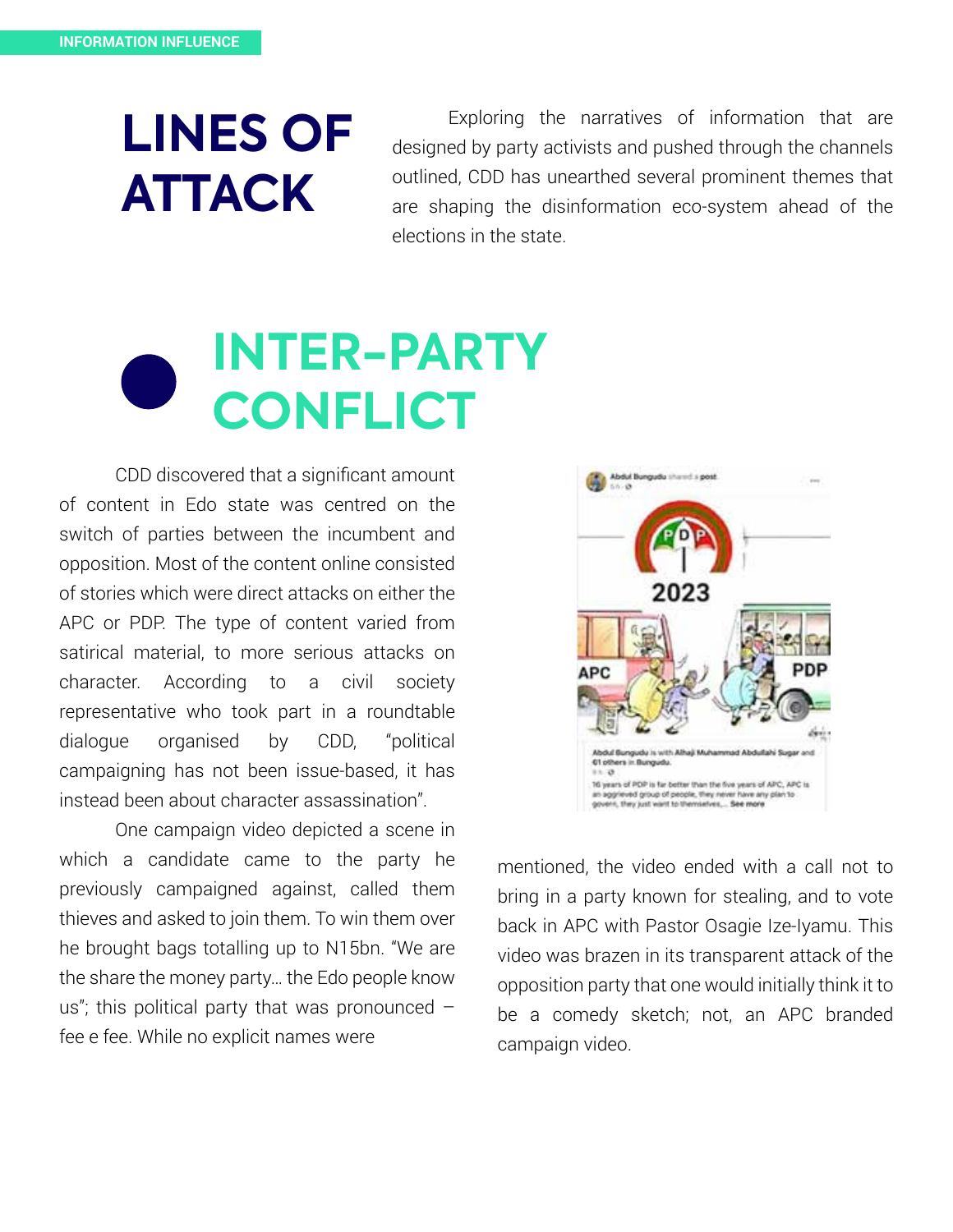# LINES OF ATTACK

Exploring the narratives of information that are designed by party activists and pushed through the channels outlined, CDD has unearthed several prominent themes that are shaping the disinformation eco-system ahead of the elections in the state.

## INTER-PARTY CONFLICT

CDD discovered that a significant amount of content in Edo state was centred on the switch of parties between the incumbent and opposition. Most of the content online consisted of stories which were direct attacks on either the APC or PDP. The type of content varied from satirical material, to more serious attacks on character. According to a civil society representative who took part in a roundtable dialogue organised by CDD, "political campaigning has not been issue-based, it has instead been about character assassination".

One campaign video depicted a scene in which a candidate came to the party he previously campaigned against, called them thieves and asked to join them. To win them over he brought bags totalling up to N15bn. "We are the share the money party… the Edo people know us"; this political party that was pronounced – fee e fee. While no explicit names were mentioned, the video ended with a call not to bring in a party known for stealing, and to vote back in APC with Pastor Osagie Ize-Iyamu. This video was brazen in its transparent attack of the opposition party that one would initially think it to be a comedy sketch; not, an APC branded campaign video.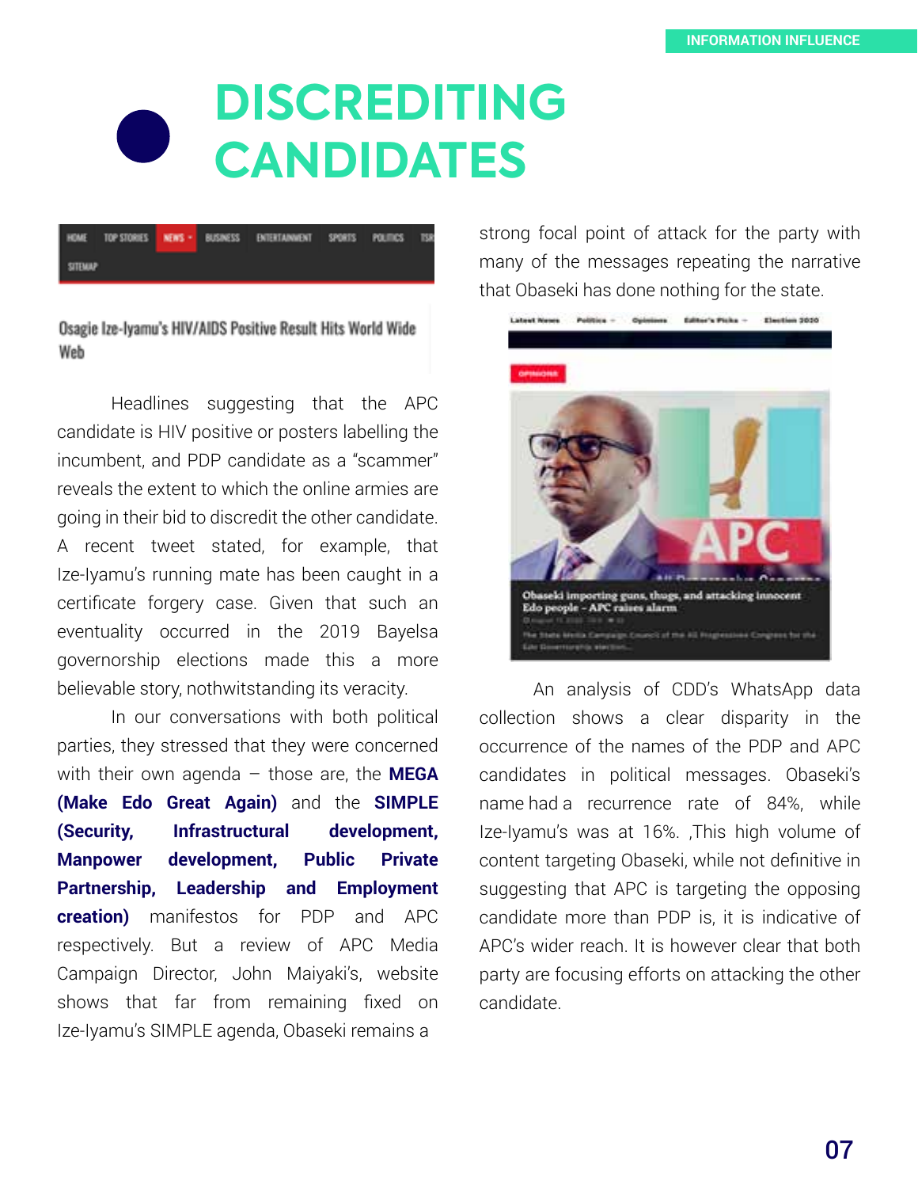# DISCREDITING CANDIDATES

Headlines suggesting that the APC candidate is HIV positive or posters labelling the incumbent, and PDP candidate as a "scammer" reveals the extent to which the online armies are going in their bid to discredit the other candidate. A recent tweet stated, for example, that Ize-Iyamu's running mate has been caught in a certificate forgery case. Given that such an eventuality occurred in the 2019 Bayelsa governorship elections made this a more believable story, nothwitstanding its veracity.

In our conversations with both political parties, they stressed that they were concerned with their own agenda – those are, the **MEGA (Make Edo Great Again)** and the **SIMPLE (Security, Infrastructural development, Manpower development, Public Private Partnership, Leadership and Employment creation)** manifestos for PDP and APC respectively. But a review of APC Media Campaign Director, John Maiyaki's, website shows that far from remaining fixed on Ize-Iyamu's SIMPLE agenda, Obaseki remains a strong focal point of attack for the party with many of the messages repeating the narrative that Obaseki has done nothing for the state.

An analysis of CDD's WhatsApp data collection shows a clear disparity in the occurrence of the names of the PDP and APC candidates in political messages. Obaseki's name had a recurrence rate of 84%, while Ize-Iyamu's was at 16%. ,This high volume of content targeting Obaseki, while not definitive in suggesting that APC is targeting the opposing candidate more than PDP is, it is indicative of APC's wider reach. It is however clear that both party are focusing efforts on attacking the other candidate.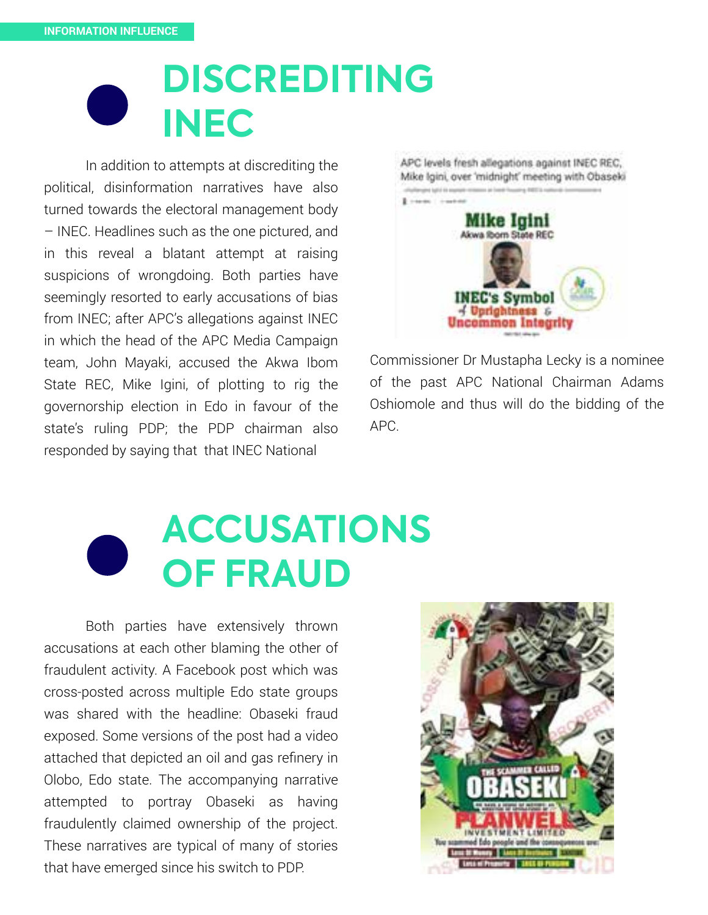# DISCREDITING INEC

In addition to attempts at discrediting the political, disinformation narratives have also turned towards the electoral management body – INEC. Headlines such as the one pictured, and in this reveal a blatant attempt at raising suspicions of wrongdoing. Both parties have seemingly resorted to early accusations of bias from INEC; after APC's allegations against INEC in which the head of the APC Media Campaign team, John Mayaki, accused the Akwa Ibom State REC, Mike Igini, of plotting to rig the governorship election in Edo in favour of the state's ruling PDP; the PDP chairman also responded by saying that that INEC National Commissioner Dr Mustapha Lecky is a nominee of the past APC National Chairman Adams Oshiomole and thus will do the bidding of the APC.

# ACCUSATIONS OF FRAUD

Both parties have extensively thrown accusations at each other blaming the other of fraudulent activity. A Facebook post which was cross-posted across multiple Edo state groups was shared with the headline: Obaseki fraud exposed. Some versions of the post had a video attached that depicted an oil and gas refinery in Olobo, Edo state. The accompanying narrative attempted to portray Obaseki as having fraudulently claimed ownership of the project. These narratives are typical of many of stories that have emerged since his switch to PDP.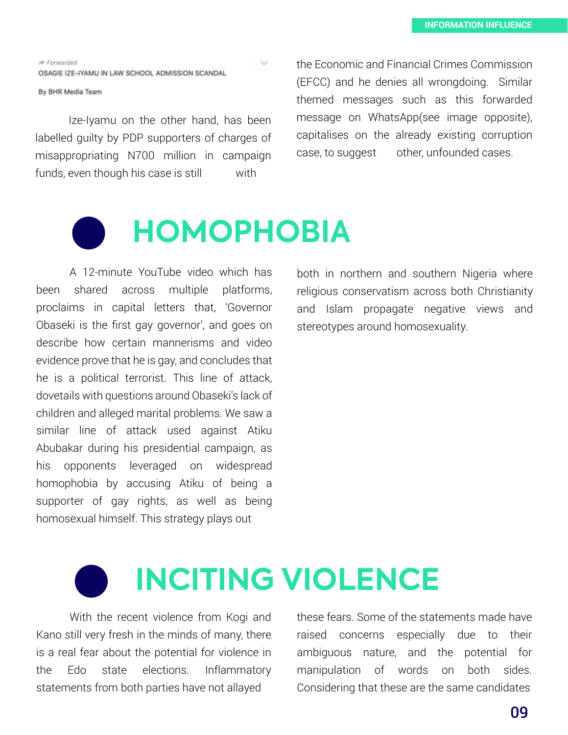Forwarded
OSAGIE IZE-IYAMU IN LAW SCHOOL ADMISSION SCANDAL

By BHR Media Team

Ize-Iyamu on the other hand, has been labelled guilty by PDP supporters of charges of misappropriating N700 million in campaign funds, even though his case is still with the Economic and Financial Crimes Commission (EFCC) and he denies all wrongdoing. Similar themed messages such as this forwarded message on WhatsApp(see image opposite), capitalises on the already existing corruption case, to suggest other, unfounded cases.

# HOMOPHOBIA

A 12-minute YouTube video which has been shared across multiple platforms, proclaims in capital letters that, 'Governor Obaseki is the first gay governor', and goes on describe how certain mannerisms and video evidence prove that he is gay, and concludes that he is a political terrorist. This line of attack, dovetails with questions around Obaseki's lack of children and alleged marital problems. We saw a similar line of attack used against Atiku Abubakar during his presidential campaign, as his opponents leveraged on widespread homophobia by accusing Atiku of being a supporter of gay rights, as well as being homosexual himself. This strategy plays out both in northern and southern Nigeria where religious conservatism across both Christianity and Islam propagate negative views and stereotypes around homosexuality.

# INCITING VIOLENCE

With the recent violence from Kogi and Kano still very fresh in the minds of many, there is a real fear about the potential for violence in the Edo state elections. Inflammatory statements from both parties have not allayed these fears. Some of the statements made have raised concerns especially due to their ambiguous nature, and the potential for manipulation of words on both sides. Considering that these are the same candidates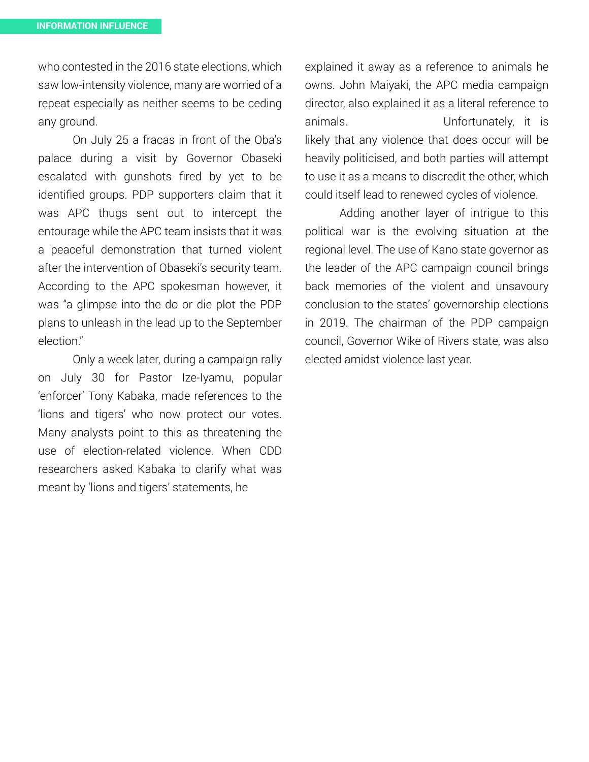who contested in the 2016 state elections, which saw low-intensity violence, many are worried of a repeat especially as neither seems to be ceding any ground.

On July 25 a fracas in front of the Oba's palace during a visit by Governor Obaseki escalated with gunshots fired by yet to be identified groups. PDP supporters claim that it was APC thugs sent out to intercept the entourage while the APC team insists that it was a peaceful demonstration that turned violent after the intervention of Obaseki's security team. According to the APC spokesman however, it was "a glimpse into the do or die plot the PDP plans to unleash in the lead up to the September election."

Only a week later, during a campaign rally on July 30 for Pastor Ize-Iyamu, popular 'enforcer' Tony Kabaka, made references to the 'lions and tigers' who now protect our votes. Many analysts point to this as threatening the use of election-related violence. When CDD researchers asked Kabaka to clarify what was meant by 'lions and tigers' statements, he explained it away as a reference to animals he owns. John Maiyaki, the APC media campaign director, also explained it as a literal reference to animals. Unfortunately, it is likely that any violence that does occur will be heavily politicised, and both parties will attempt to use it as a means to discredit the other, which could itself lead to renewed cycles of violence.

Adding another layer of intrigue to this political war is the evolving situation at the regional level. The use of Kano state governor as the leader of the APC campaign council brings back memories of the violent and unsavoury conclusion to the states' governorship elections in 2019. The chairman of the PDP campaign council, Governor Wike of Rivers state, was also elected amidst violence last year.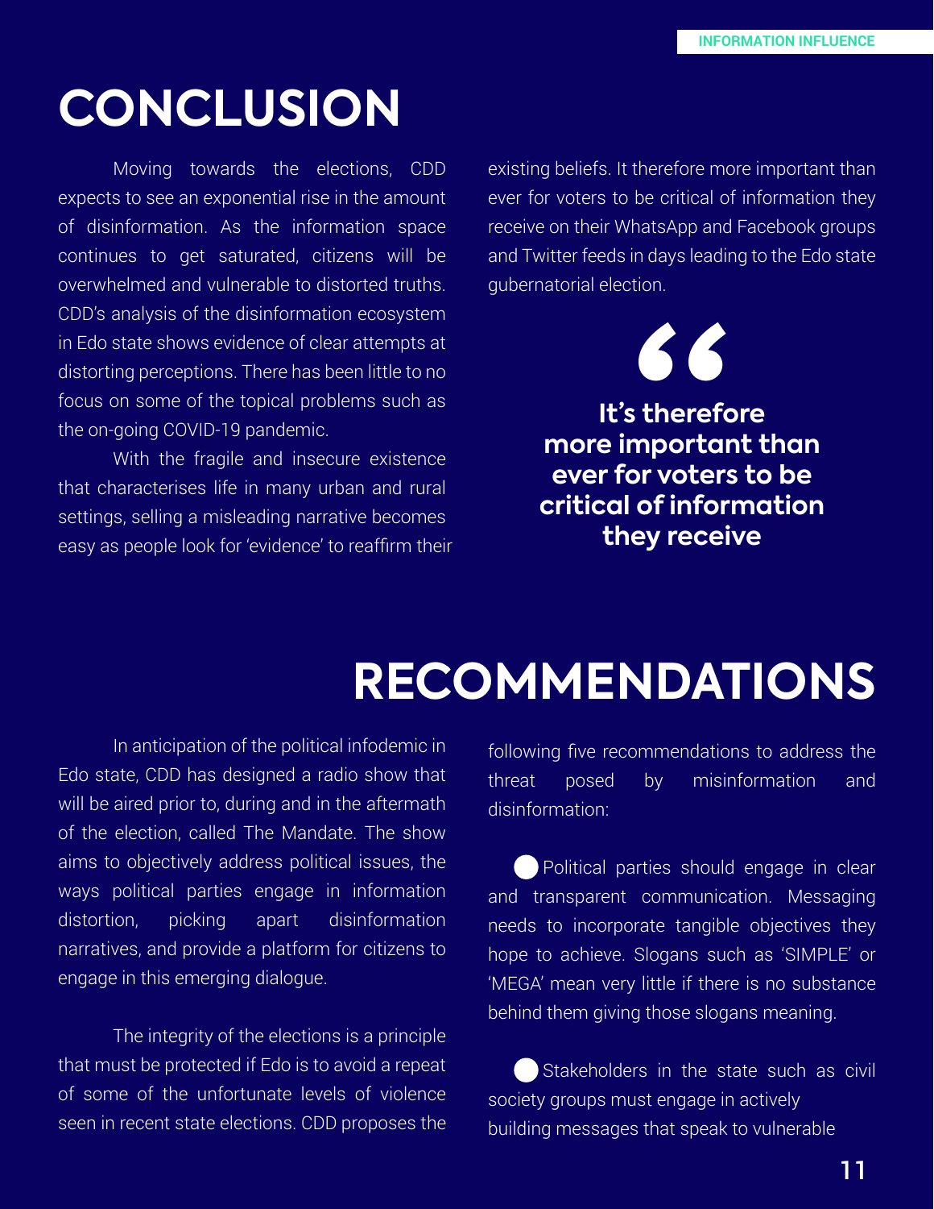# CONCLUSION

Moving towards the elections, CDD expects to see an exponential rise in the amount of disinformation. As the information space continues to get saturated, citizens will be overwhelmed and vulnerable to distorted truths. CDD's analysis of the disinformation ecosystem in Edo state shows evidence of clear attempts at distorting perceptions. There has been little to no focus on some of the topical problems such as the on-going COVID-19 pandemic.

With the fragile and insecure existence that characterises life in many urban and rural settings, selling a misleading narrative becomes easy as people look for 'evidence' to reaffirm their existing beliefs. It therefore more important than ever for voters to be critical of information they receive on their WhatsApp and Facebook groups and Twitter feeds in days leading to the Edo state gubernatorial election.

> **It's therefore more important than ever for voters to be critical of information they receive**

# RECOMMENDATIONS

In anticipation of the political infodemic in Edo state, CDD has designed a radio show that will be aired prior to, during and in the aftermath of the election, called The Mandate. The show aims to objectively address political issues, the ways political parties engage in information distortion, picking apart disinformation narratives, and provide a platform for citizens to engage in this emerging dialogue.

The integrity of the elections is a principle that must be protected if Edo is to avoid a repeat of some of the unfortunate levels of violence seen in recent state elections. CDD proposes the following five recommendations to address the threat posed by misinformation and disinformation:

- Political parties should engage in clear and transparent communication. Messaging needs to incorporate tangible objectives they hope to achieve. Slogans such as 'SIMPLE' or 'MEGA' mean very little if there is no substance behind them giving those slogans meaning.

- Stakeholders in the state such as civil society groups must engage in actively building messages that speak to vulnerable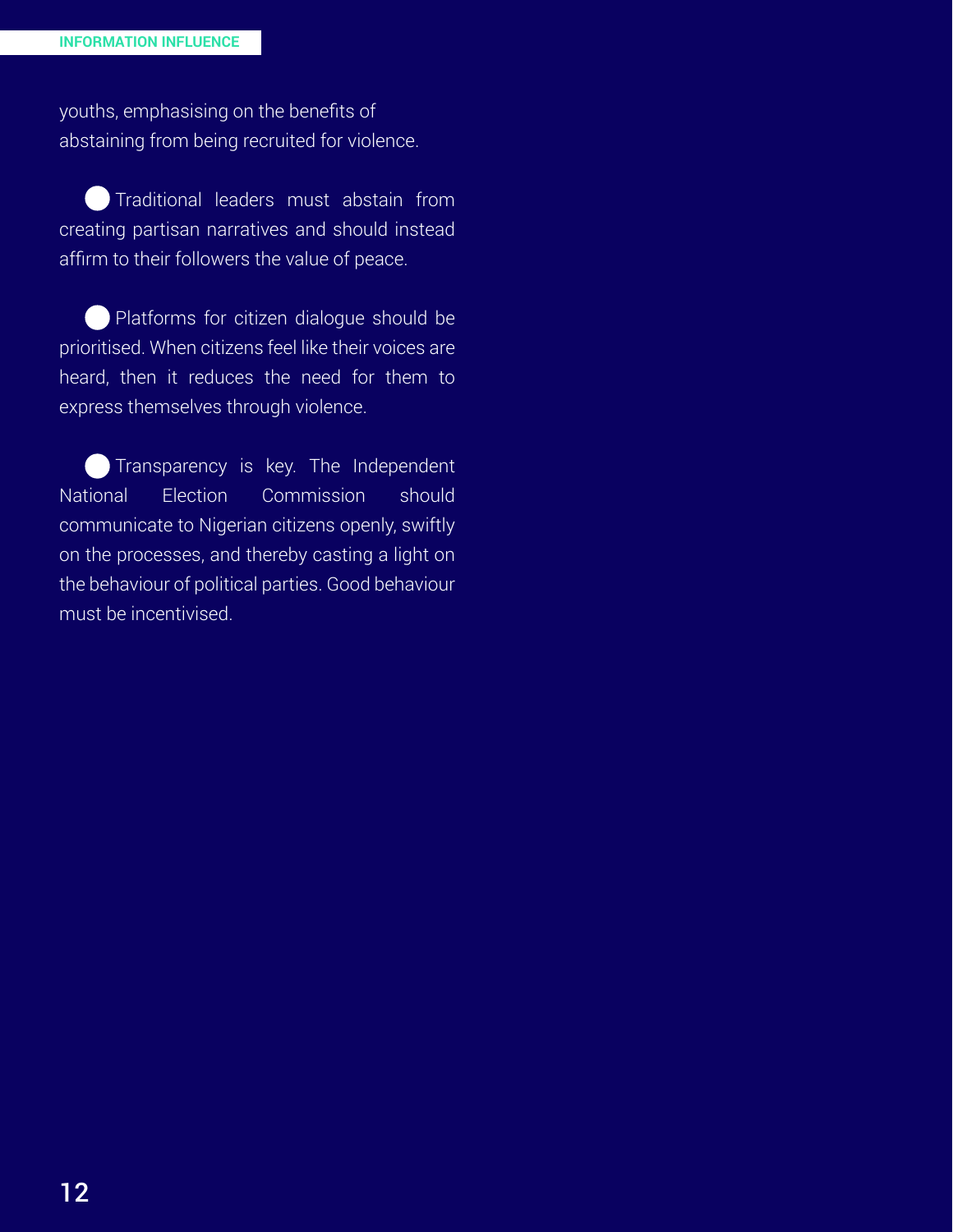youths, emphasising on the benefits of abstaining from being recruited for violence.

- Traditional leaders must abstain from creating partisan narratives and should instead affirm to their followers the value of peace.

- Platforms for citizen dialogue should be prioritised. When citizens feel like their voices are heard, then it reduces the need for them to express themselves through violence.

- Transparency is key. The Independent National Election Commission should communicate to Nigerian citizens openly, swiftly on the processes, and thereby casting a light on the behaviour of political parties. Good behaviour must be incentivised.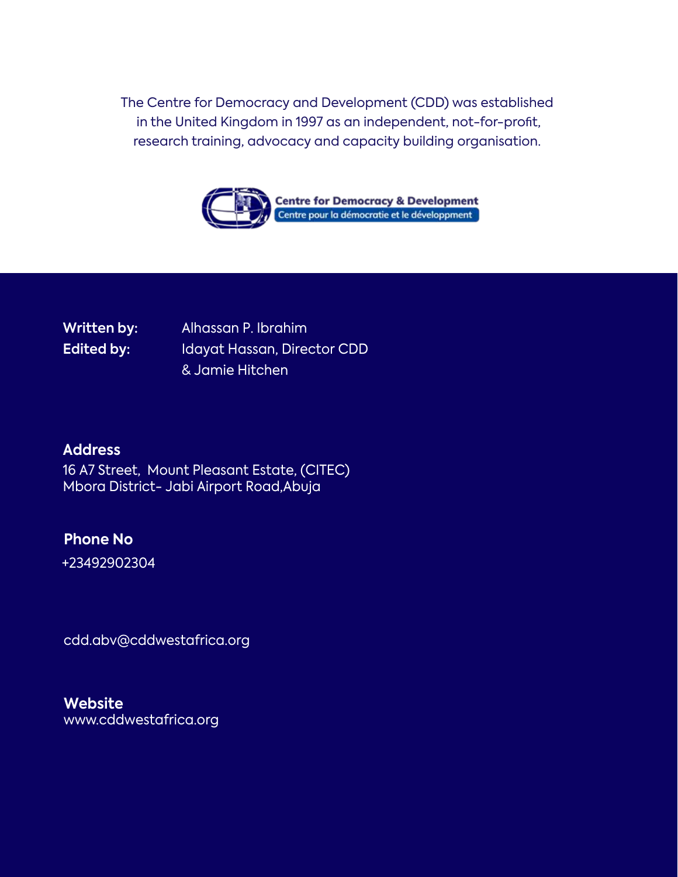The Centre for Democracy and Development (CDD) was established in the United Kingdom in 1997 as an independent, not-for-profit, research training, advocacy and capacity building organisation.

Centre for Democracy & Development
Centre pour la démocratie et le développment

**Written by:** Alhassan P. Ibrahim

**Edited by:** Idayat Hassan, Director CDD & Jamie Hitchen

**Address**
16 A7 Street, Mount Pleasant Estate, (CITEC)
Mbora District- Jabi Airport Road,Abuja

**Phone No**
+23492902304

cdd.abv@cddwestafrica.org

**Website**
www.cddwestafrica.org